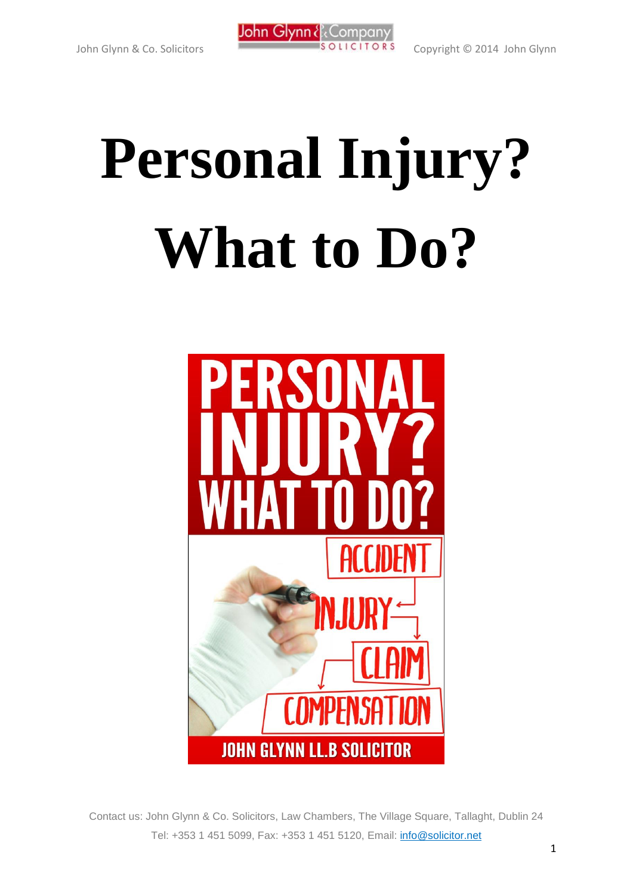# Personal Injury? What to Do?

Contact us: John Glynn & Co. Solicitors, Law Chambers, The Village Square, Tallaght, Dublin 24

Tel: +353 1 451 5099, Fax: +353 1 451 5120, Email: info@solicitor.net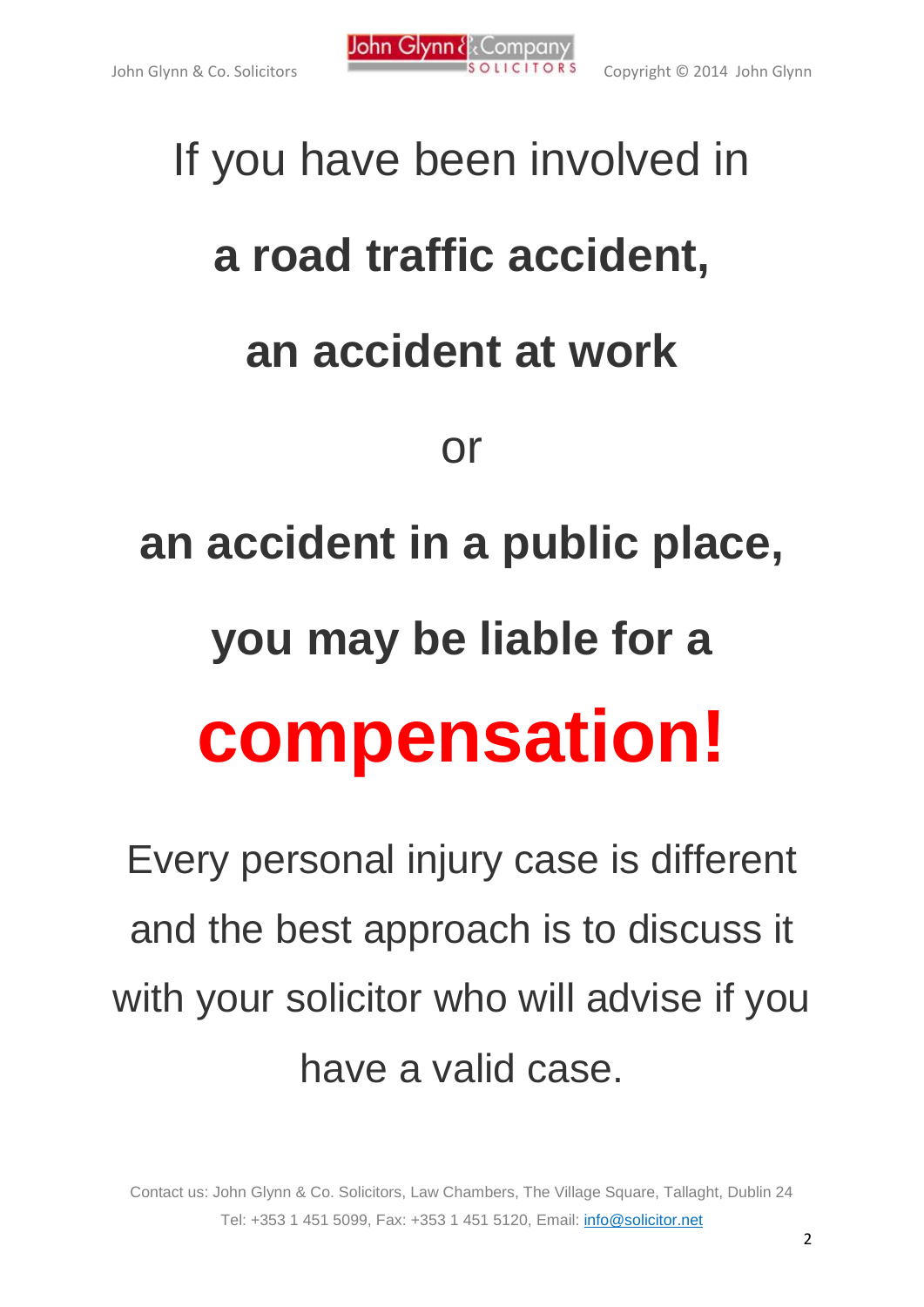If you have been involved in

**a road traffic accident,**

**an accident at work**

or

**an accident in a public place,**

**you may be liable for a**

# **compensation!**

Every personal injury case is different and the best approach is to discuss it with your solicitor who will advise if you have a valid case.

Contact us: John Glynn & Co. Solicitors, Law Chambers, The Village Square, Tallaght, Dublin 24
Tel: +353 1 451 5099, Fax: +353 1 451 5120, Email: info@solicitor.net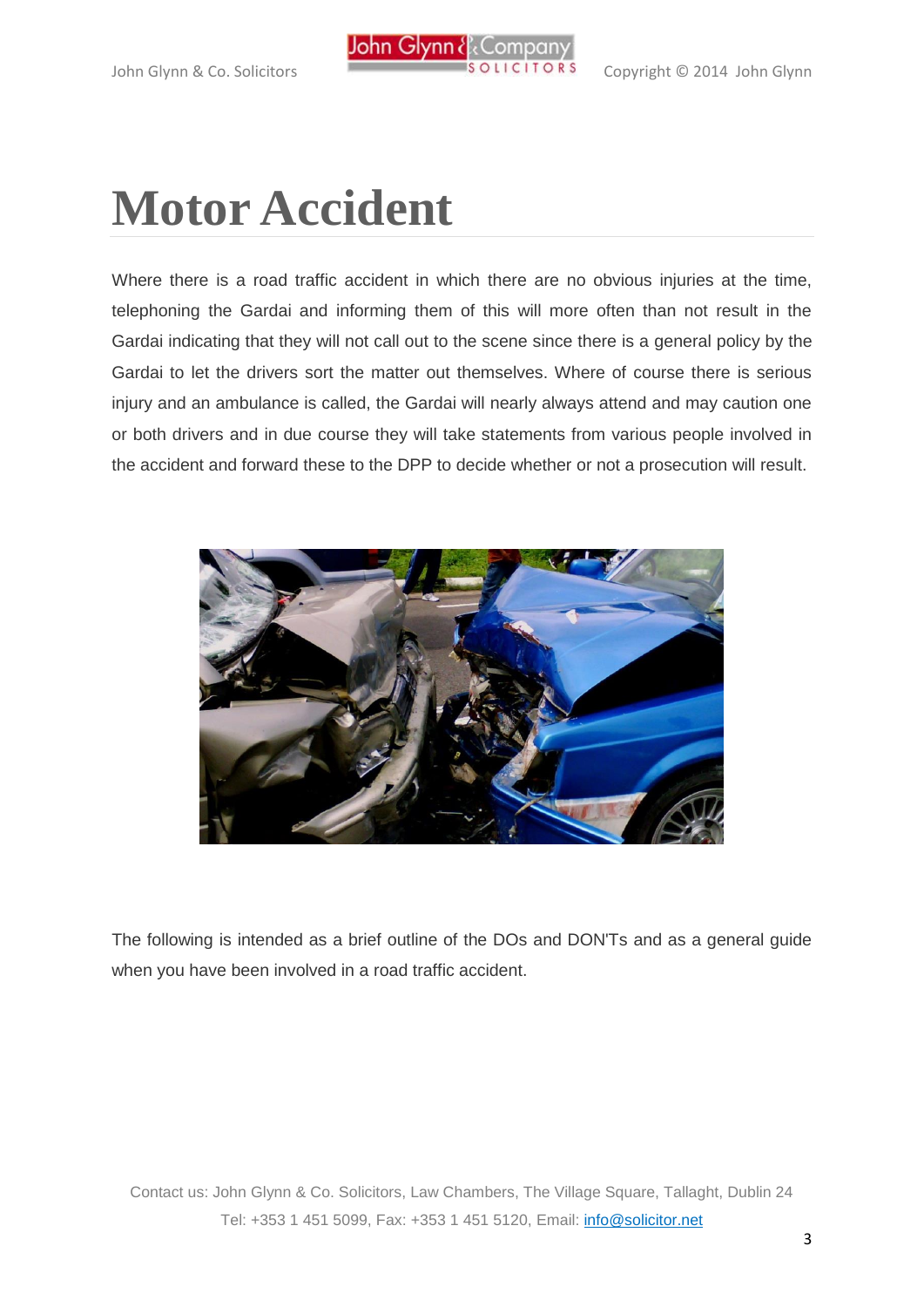# Motor Accident

Where there is a road traffic accident in which there are no obvious injuries at the time, telephoning the Gardai and informing them of this will more often than not result in the Gardai indicating that they will not call out to the scene since there is a general policy by the Gardai to let the drivers sort the matter out themselves. Where of course there is serious injury and an ambulance is called, the Gardai will nearly always attend and may caution one or both drivers and in due course they will take statements from various people involved in the accident and forward these to the DPP to decide whether or not a prosecution will result.

The following is intended as a brief outline of the DOs and DON'Ts and as a general guide when you have been involved in a road traffic accident.

Contact us: John Glynn & Co. Solicitors, Law Chambers, The Village Square, Tallaght, Dublin 24
Tel: +353 1 451 5099, Fax: +353 1 451 5120, Email: info@solicitor.net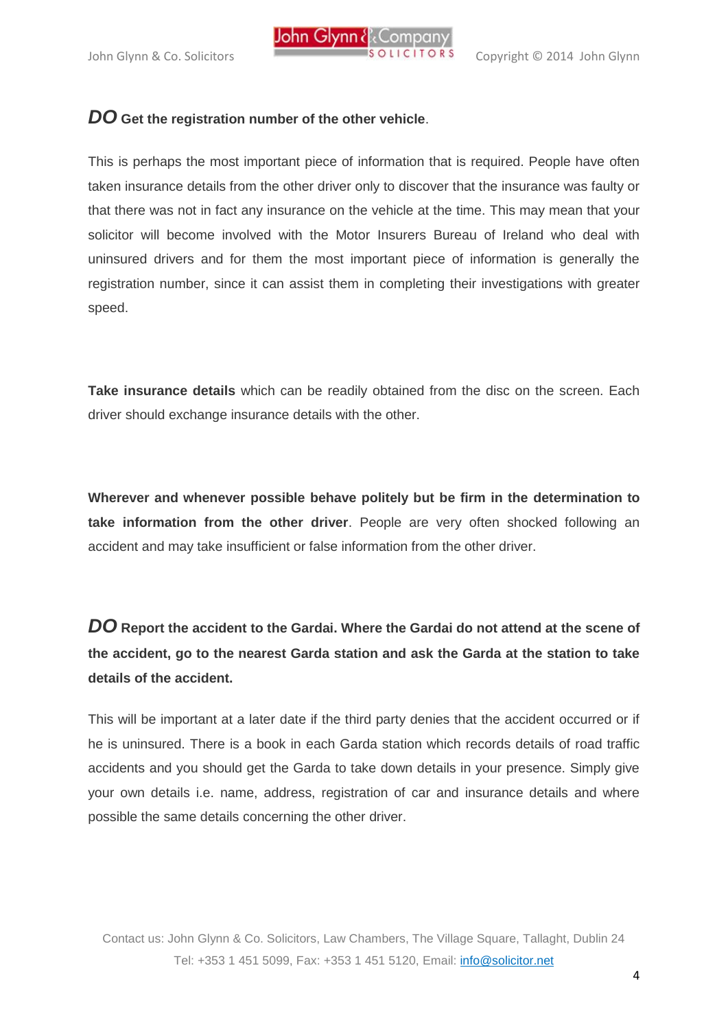***DO*** **Get the registration number of the other vehicle**.

This is perhaps the most important piece of information that is required. People have often taken insurance details from the other driver only to discover that the insurance was faulty or that there was not in fact any insurance on the vehicle at the time. This may mean that your solicitor will become involved with the Motor Insurers Bureau of Ireland who deal with uninsured drivers and for them the most important piece of information is generally the registration number, since it can assist them in completing their investigations with greater speed.

**Take insurance details** which can be readily obtained from the disc on the screen. Each driver should exchange insurance details with the other.

**Wherever and whenever possible behave politely but be firm in the determination to take information from the other driver**. People are very often shocked following an accident and may take insufficient or false information from the other driver.

***DO*** **Report the accident to the Gardai. Where the Gardai do not attend at the scene of the accident, go to the nearest Garda station and ask the Garda at the station to take details of the accident.**

This will be important at a later date if the third party denies that the accident occurred or if he is uninsured. There is a book in each Garda station which records details of road traffic accidents and you should get the Garda to take down details in your presence. Simply give your own details i.e. name, address, registration of car and insurance details and where possible the same details concerning the other driver.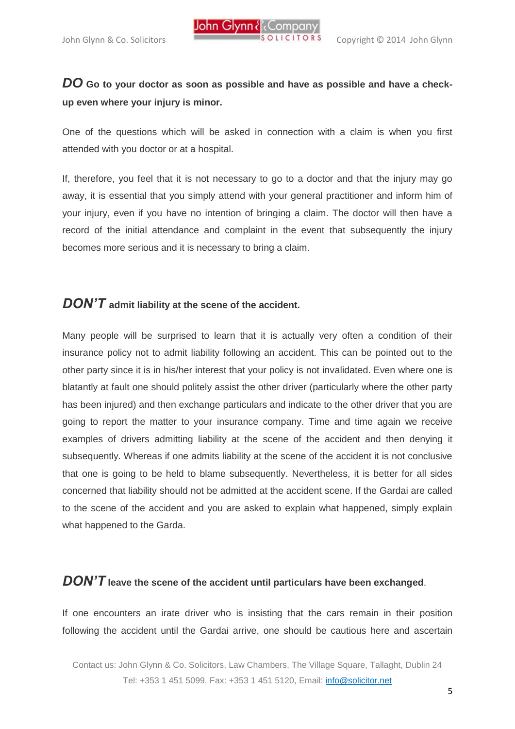***DO*** **Go to your doctor as soon as possible and have as possible and have a check-up even where your injury is minor.**

One of the questions which will be asked in connection with a claim is when you first attended with you doctor or at a hospital.

If, therefore, you feel that it is not necessary to go to a doctor and that the injury may go away, it is essential that you simply attend with your general practitioner and inform him of your injury, even if you have no intention of bringing a claim. The doctor will then have a record of the initial attendance and complaint in the event that subsequently the injury becomes more serious and it is necessary to bring a claim.

***DON'T*** **admit liability at the scene of the accident.**

Many people will be surprised to learn that it is actually very often a condition of their insurance policy not to admit liability following an accident. This can be pointed out to the other party since it is in his/her interest that your policy is not invalidated. Even where one is blatantly at fault one should politely assist the other driver (particularly where the other party has been injured) and then exchange particulars and indicate to the other driver that you are going to report the matter to your insurance company. Time and time again we receive examples of drivers admitting liability at the scene of the accident and then denying it subsequently. Whereas if one admits liability at the scene of the accident it is not conclusive that one is going to be held to blame subsequently. Nevertheless, it is better for all sides concerned that liability should not be admitted at the accident scene. If the Gardai are called to the scene of the accident and you are asked to explain what happened, simply explain what happened to the Garda.

***DON'T*** **leave the scene of the accident until particulars have been exchanged**.

If one encounters an irate driver who is insisting that the cars remain in their position following the accident until the Gardai arrive, one should be cautious here and ascertain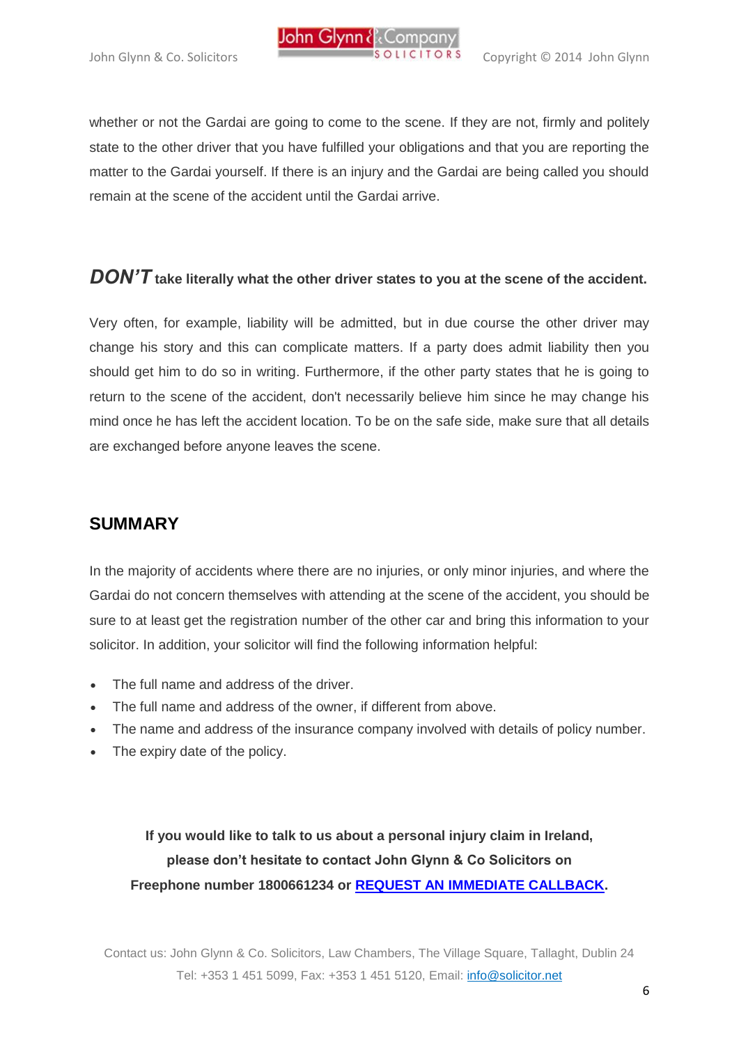whether or not the Gardai are going to come to the scene. If they are not, firmly and politely state to the other driver that you have fulfilled your obligations and that you are reporting the matter to the Gardai yourself. If there is an injury and the Gardai are being called you should remain at the scene of the accident until the Gardai arrive.

### ***DON'T*** take literally what the other driver states to you at the scene of the accident.

Very often, for example, liability will be admitted, but in due course the other driver may change his story and this can complicate matters. If a party does admit liability then you should get him to do so in writing. Furthermore, if the other party states that he is going to return to the scene of the accident, don't necessarily believe him since he may change his mind once he has left the accident location. To be on the safe side, make sure that all details are exchanged before anyone leaves the scene.

## SUMMARY

In the majority of accidents where there are no injuries, or only minor injuries, and where the Gardai do not concern themselves with attending at the scene of the accident, you should be sure to at least get the registration number of the other car and bring this information to your solicitor. In addition, your solicitor will find the following information helpful:

- The full name and address of the driver.
- The full name and address of the owner, if different from above.
- The name and address of the insurance company involved with details of policy number.
- The expiry date of the policy.

**If you would like to talk to us about a personal injury claim in Ireland, please don't hesitate to contact John Glynn & Co Solicitors on Freephone number 1800661234 or REQUEST AN IMMEDIATE CALLBACK.**

Contact us: John Glynn & Co. Solicitors, Law Chambers, The Village Square, Tallaght, Dublin 24
Tel: +353 1 451 5099, Fax: +353 1 451 5120, Email: info@solicitor.net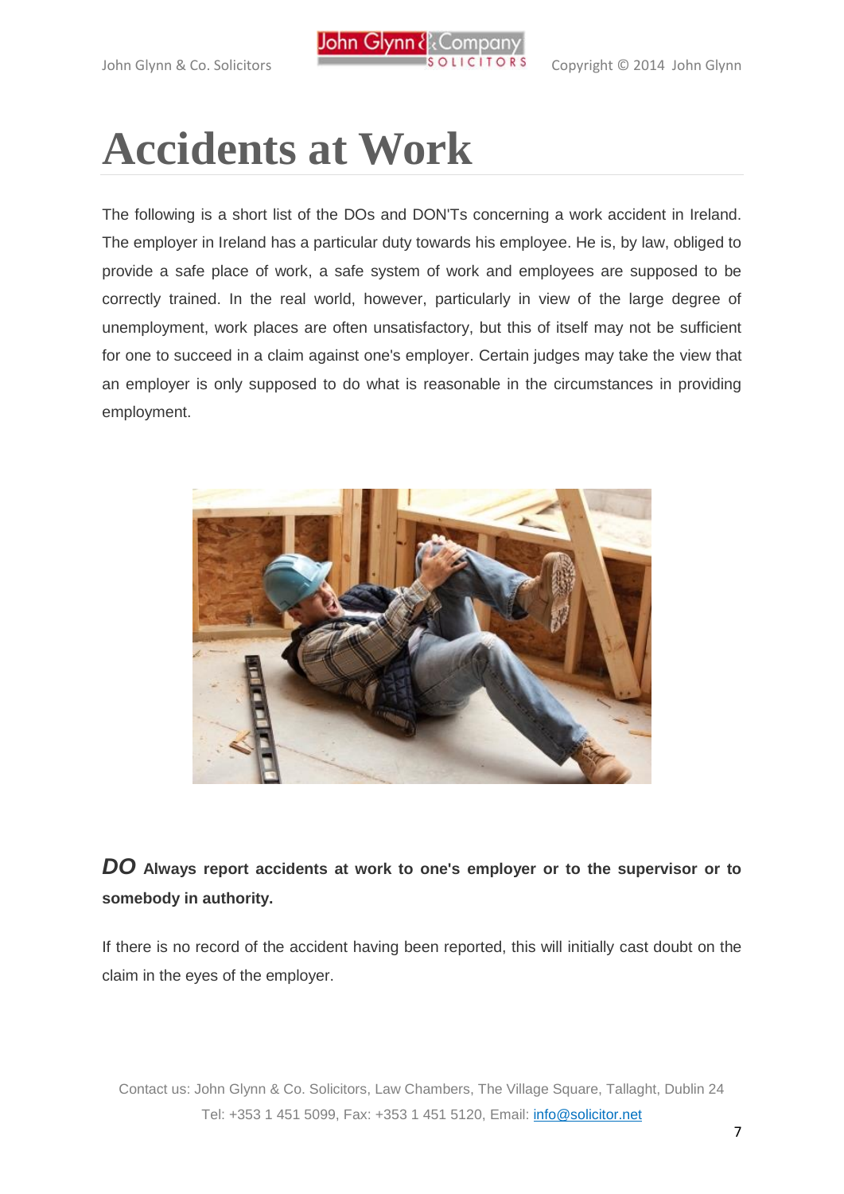# Accidents at Work

The following is a short list of the DOs and DON'Ts concerning a work accident in Ireland. The employer in Ireland has a particular duty towards his employee. He is, by law, obliged to provide a safe place of work, a safe system of work and employees are supposed to be correctly trained. In the real world, however, particularly in view of the large degree of unemployment, work places are often unsatisfactory, but this of itself may not be sufficient for one to succeed in a claim against one's employer. Certain judges may take the view that an employer is only supposed to do what is reasonable in the circumstances in providing employment.

***DO*** **Always report accidents at work to one's employer or to the supervisor or to somebody in authority.**

If there is no record of the accident having been reported, this will initially cast doubt on the claim in the eyes of the employer.

Contact us: John Glynn & Co. Solicitors, Law Chambers, The Village Square, Tallaght, Dublin 24
Tel: +353 1 451 5099, Fax: +353 1 451 5120, Email: info@solicitor.net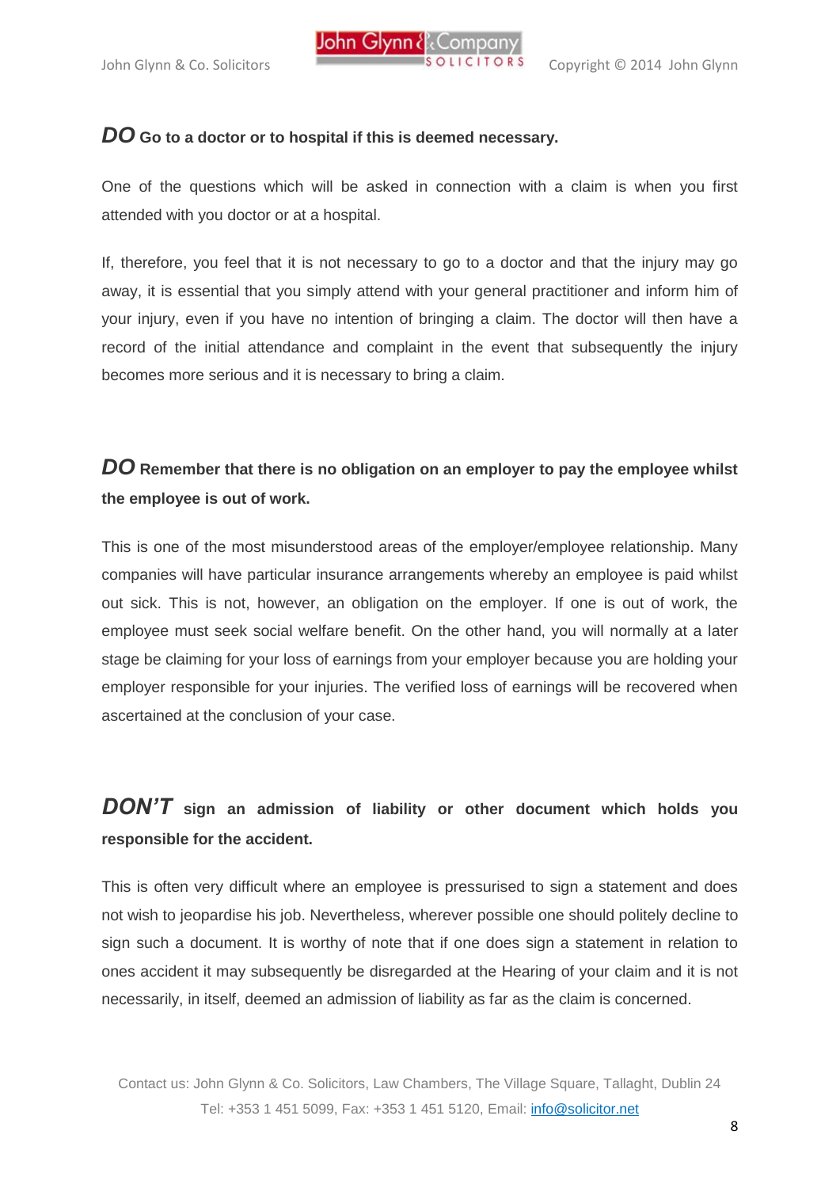***DO*** **Go to a doctor or to hospital if this is deemed necessary.**

One of the questions which will be asked in connection with a claim is when you first attended with you doctor or at a hospital.

If, therefore, you feel that it is not necessary to go to a doctor and that the injury may go away, it is essential that you simply attend with your general practitioner and inform him of your injury, even if you have no intention of bringing a claim. The doctor will then have a record of the initial attendance and complaint in the event that subsequently the injury becomes more serious and it is necessary to bring a claim.

***DO*** **Remember that there is no obligation on an employer to pay the employee whilst the employee is out of work.**

This is one of the most misunderstood areas of the employer/employee relationship. Many companies will have particular insurance arrangements whereby an employee is paid whilst out sick. This is not, however, an obligation on the employer. If one is out of work, the employee must seek social welfare benefit. On the other hand, you will normally at a later stage be claiming for your loss of earnings from your employer because you are holding your employer responsible for your injuries. The verified loss of earnings will be recovered when ascertained at the conclusion of your case.

***DON'T*** **sign an admission of liability or other document which holds you responsible for the accident.**

This is often very difficult where an employee is pressurised to sign a statement and does not wish to jeopardise his job. Nevertheless, wherever possible one should politely decline to sign such a document. It is worthy of note that if one does sign a statement in relation to ones accident it may subsequently be disregarded at the Hearing of your claim and it is not necessarily, in itself, deemed an admission of liability as far as the claim is concerned.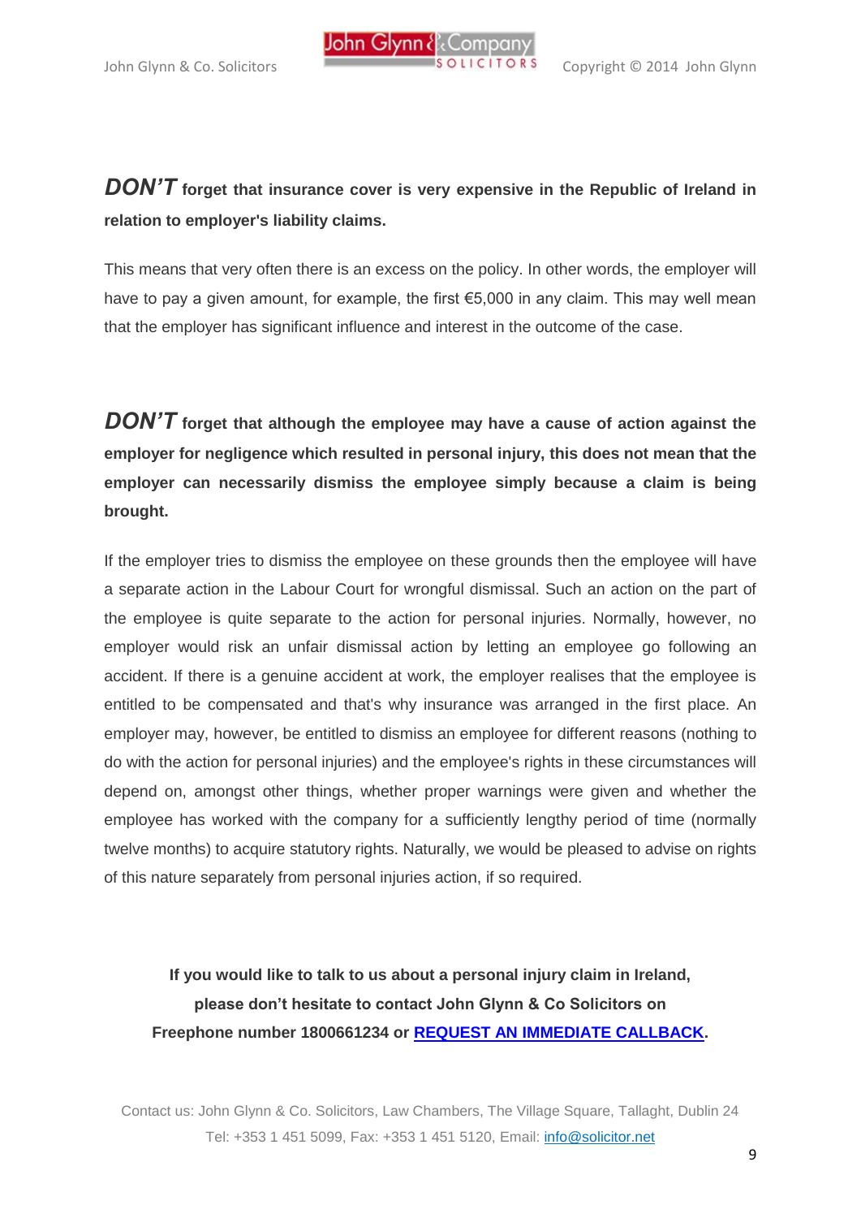***DON'T*** **forget that insurance cover is very expensive in the Republic of Ireland in relation to employer's liability claims.**

This means that very often there is an excess on the policy. In other words, the employer will have to pay a given amount, for example, the first €5,000 in any claim. This may well mean that the employer has significant influence and interest in the outcome of the case.

***DON'T*** **forget that although the employee may have a cause of action against the employer for negligence which resulted in personal injury, this does not mean that the employer can necessarily dismiss the employee simply because a claim is being brought.**

If the employer tries to dismiss the employee on these grounds then the employee will have a separate action in the Labour Court for wrongful dismissal. Such an action on the part of the employee is quite separate to the action for personal injuries. Normally, however, no employer would risk an unfair dismissal action by letting an employee go following an accident. If there is a genuine accident at work, the employer realises that the employee is entitled to be compensated and that's why insurance was arranged in the first place. An employer may, however, be entitled to dismiss an employee for different reasons (nothing to do with the action for personal injuries) and the employee's rights in these circumstances will depend on, amongst other things, whether proper warnings were given and whether the employee has worked with the company for a sufficiently lengthy period of time (normally twelve months) to acquire statutory rights. Naturally, we would be pleased to advise on rights of this nature separately from personal injuries action, if so required.

**If you would like to talk to us about a personal injury claim in Ireland, please don't hesitate to contact John Glynn & Co Solicitors on Freephone number 1800661234 or [REQUEST AN IMMEDIATE CALLBACK](#).**

Contact us: John Glynn & Co. Solicitors, Law Chambers, The Village Square, Tallaght, Dublin 24
Tel: +353 1 451 5099, Fax: +353 1 451 5120, Email: info@solicitor.net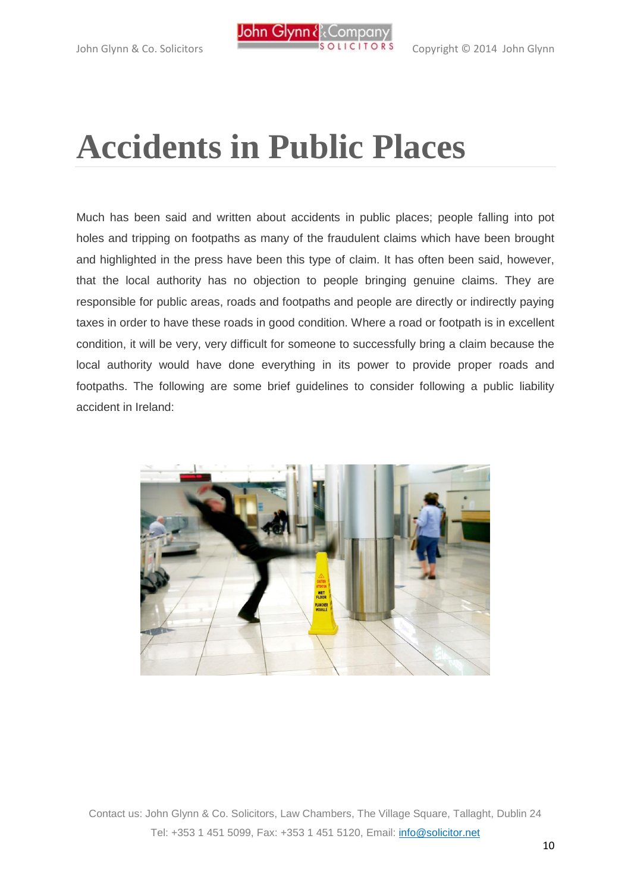# Accidents in Public Places

Much has been said and written about accidents in public places; people falling into pot holes and tripping on footpaths as many of the fraudulent claims which have been brought and highlighted in the press have been this type of claim. It has often been said, however, that the local authority has no objection to people bringing genuine claims. They are responsible for public areas, roads and footpaths and people are directly or indirectly paying taxes in order to have these roads in good condition. Where a road or footpath is in excellent condition, it will be very, very difficult for someone to successfully bring a claim because the local authority would have done everything in its power to provide proper roads and footpaths. The following are some brief guidelines to consider following a public liability accident in Ireland:

Contact us: John Glynn & Co. Solicitors, Law Chambers, The Village Square, Tallaght, Dublin 24
Tel: +353 1 451 5099, Fax: +353 1 451 5120, Email: info@solicitor.net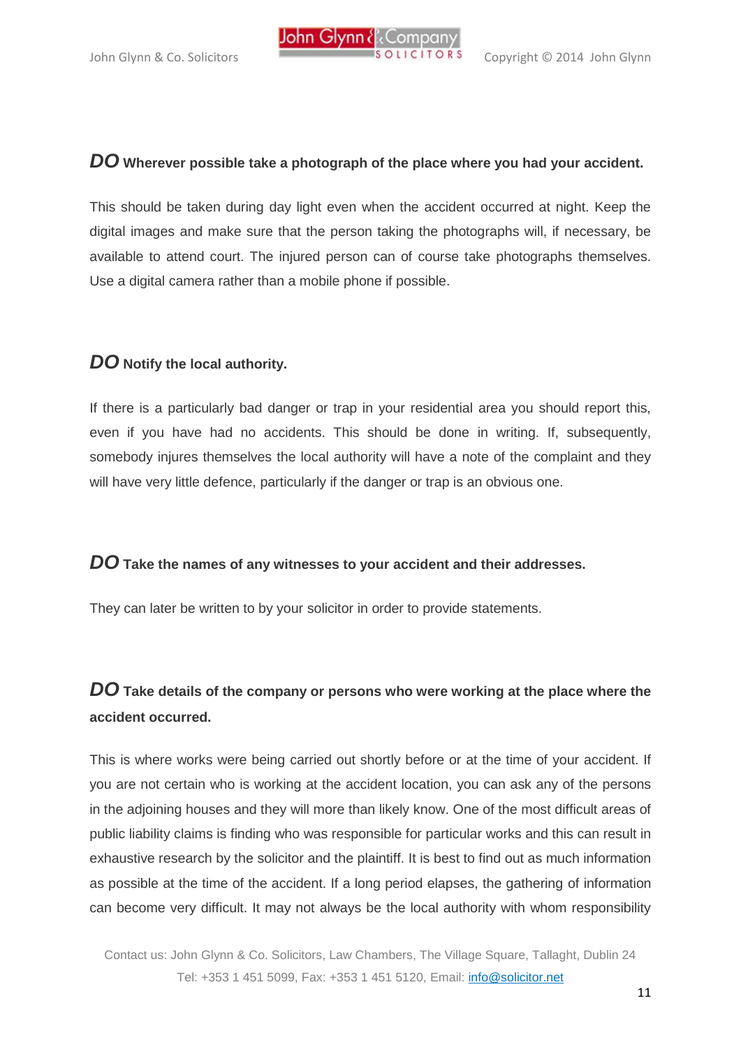***DO*** **Wherever possible take a photograph of the place where you had your accident.**

This should be taken during day light even when the accident occurred at night. Keep the digital images and make sure that the person taking the photographs will, if necessary, be available to attend court. The injured person can of course take photographs themselves. Use a digital camera rather than a mobile phone if possible.

***DO*** **Notify the local authority.**

If there is a particularly bad danger or trap in your residential area you should report this, even if you have had no accidents. This should be done in writing. If, subsequently, somebody injures themselves the local authority will have a note of the complaint and they will have very little defence, particularly if the danger or trap is an obvious one.

***DO*** **Take the names of any witnesses to your accident and their addresses.**

They can later be written to by your solicitor in order to provide statements.

***DO*** **Take details of the company or persons who were working at the place where the accident occurred.**

This is where works were being carried out shortly before or at the time of your accident. If you are not certain who is working at the accident location, you can ask any of the persons in the adjoining houses and they will more than likely know. One of the most difficult areas of public liability claims is finding who was responsible for particular works and this can result in exhaustive research by the solicitor and the plaintiff. It is best to find out as much information as possible at the time of the accident. If a long period elapses, the gathering of information can become very difficult. It may not always be the local authority with whom responsibility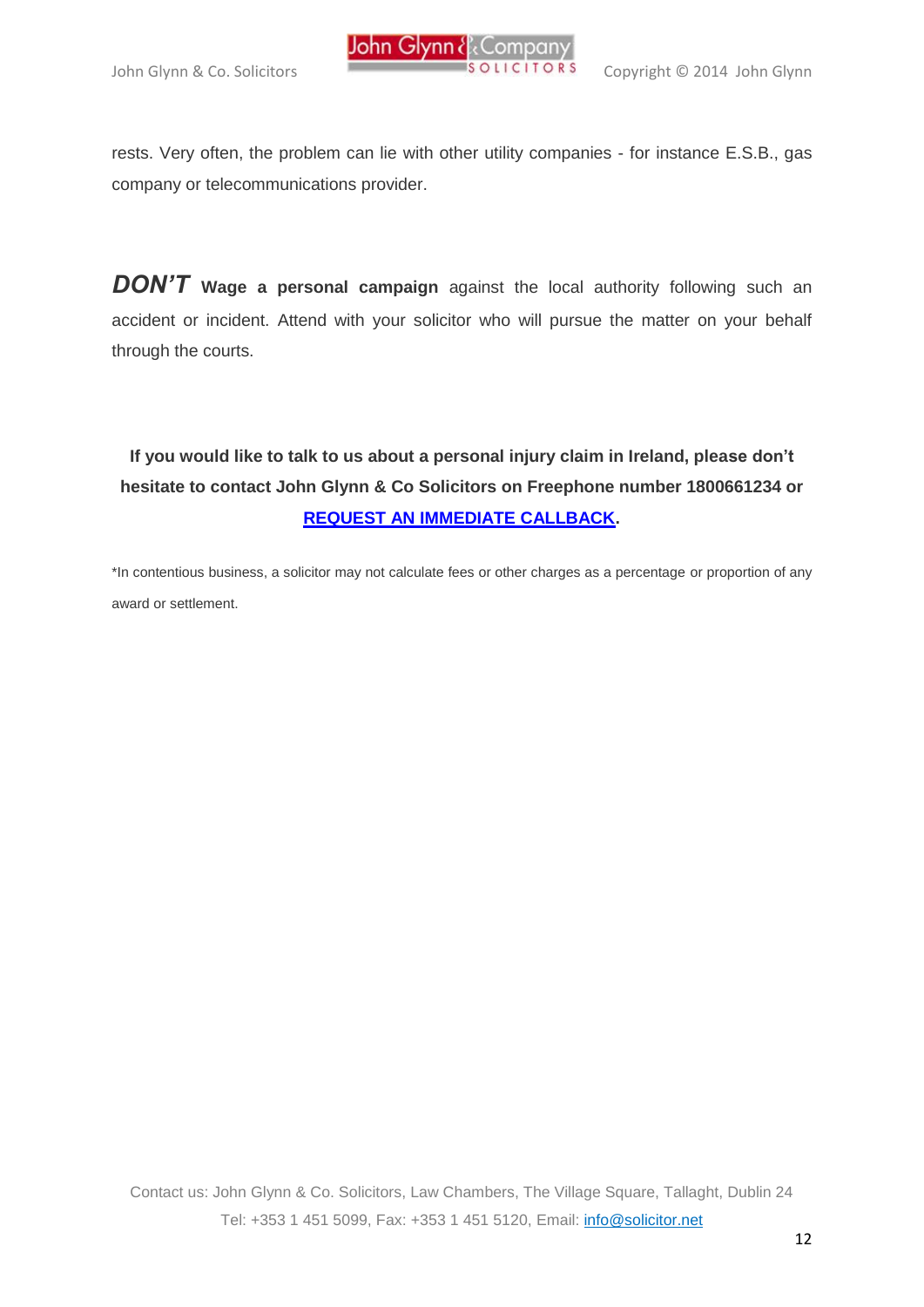rests. Very often, the problem can lie with other utility companies - for instance E.S.B., gas company or telecommunications provider.

***DON'T*** **Wage a personal campaign** against the local authority following such an accident or incident. Attend with your solicitor who will pursue the matter on your behalf through the courts.

**If you would like to talk to us about a personal injury claim in Ireland, please don't hesitate to contact John Glynn & Co Solicitors on Freephone number 1800661234 or REQUEST AN IMMEDIATE CALLBACK.**

*In contentious business, a solicitor may not calculate fees or other charges as a percentage or proportion of any award or settlement.

Contact us: John Glynn & Co. Solicitors, Law Chambers, The Village Square, Tallaght, Dublin 24
Tel: +353 1 451 5099, Fax: +353 1 451 5120, Email: info@solicitor.net